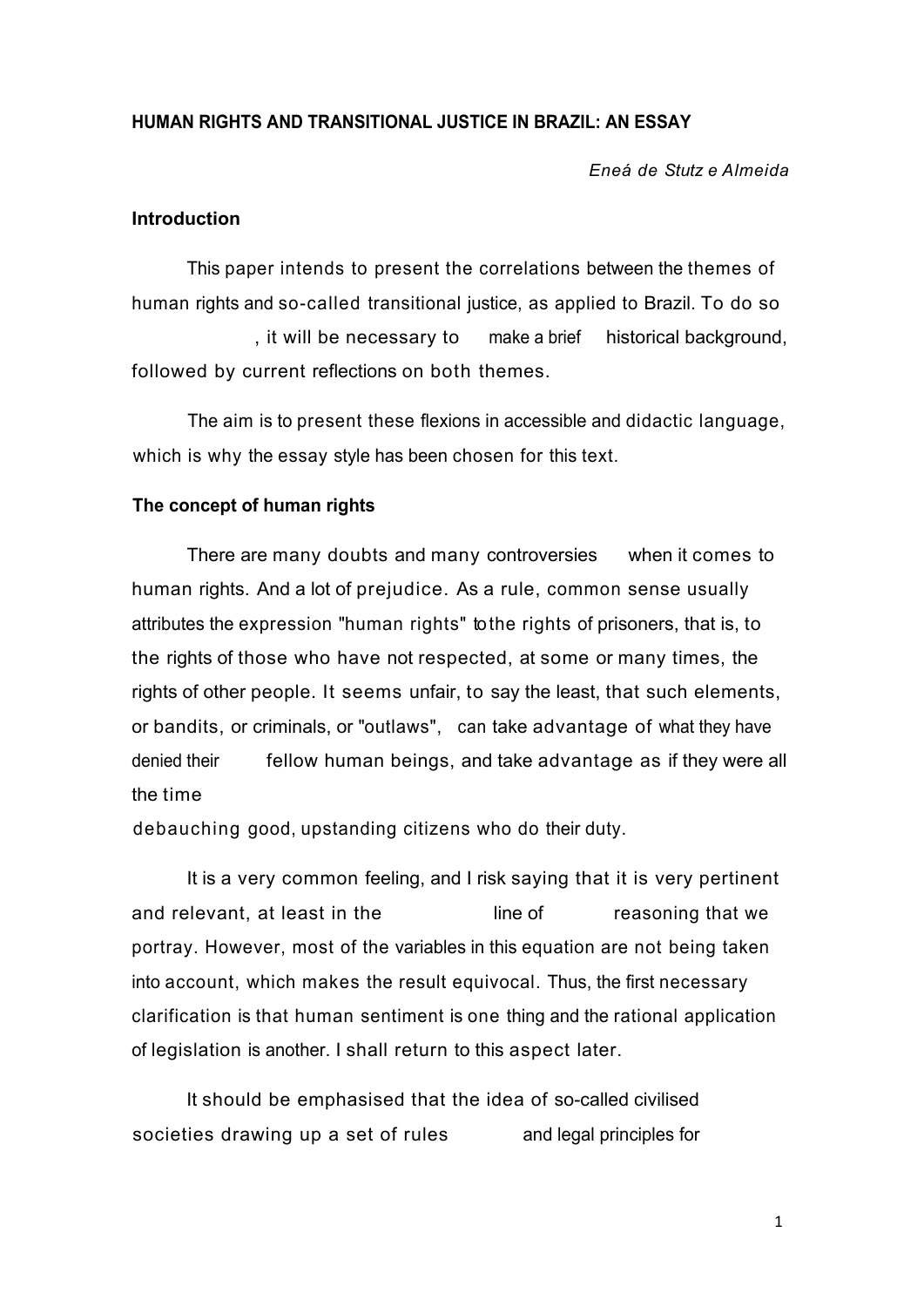**HUMAN RIGHTS AND TRANSITIONAL JUSTICE IN BRAZIL: AN ESSAY**

*Eneá de Stutz e Almeida*

## Introduction

This paper intends to present the correlations between the themes of human rights and so-called transitional justice, as applied to Brazil. To do so, it will be necessary to make a brief historical background, followed by current reflections on both themes.

The aim is to present these flexions in accessible and didactic language, which is why the essay style has been chosen for this text.

## The concept of human rights

There are many doubts and many controversies when it comes to human rights. And a lot of prejudice. As a rule, common sense usually attributes the expression "human rights" to the rights of prisoners, that is, to the rights of those who have not respected, at some or many times, the rights of other people. It seems unfair, to say the least, that such elements, or bandits, or criminals, or "outlaws", can take advantage of what they have denied their fellow human beings, and take advantage as if they were all the time debauching good, upstanding citizens who do their duty.

It is a very common feeling, and I risk saying that it is very pertinent and relevant, at least in the line of reasoning that we portray. However, most of the variables in this equation are not being taken into account, which makes the result equivocal. Thus, the first necessary clarification is that human sentiment is one thing and the rational application of legislation is another. I shall return to this aspect later.

It should be emphasised that the idea of so-called civilised societies drawing up a set of rules and legal principles for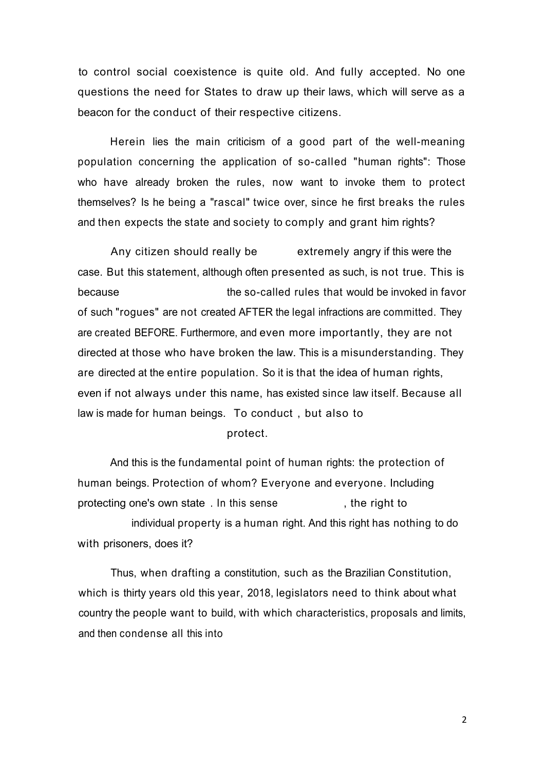to control social coexistence is quite old. And fully accepted. No one questions the need for States to draw up their laws, which will serve as a beacon for the conduct of their respective citizens.

Herein lies the main criticism of a good part of the well-meaning population concerning the application of so-called "human rights": Those who have already broken the rules, now want to invoke them to protect themselves? Is he being a "rascal" twice over, since he first breaks the rules and then expects the state and society to comply and grant him rights?

Any citizen should really be extremely angry if this were the case. But this statement, although often presented as such, is not true. This is because the so-called rules that would be invoked in favor of such "rogues" are not created AFTER the legal infractions are committed. They are created BEFORE. Furthermore, and even more importantly, they are not directed at those who have broken the law. This is a misunderstanding. They are directed at the entire population. So it is that the idea of human rights, even if not always under this name, has existed since law itself. Because all law is made for human beings. To conduct , but also to protect.

And this is the fundamental point of human rights: the protection of human beings. Protection of whom? Everyone and everyone. Including protecting one's own state . In this sense , the right to individual property is a human right. And this right has nothing to do with prisoners, does it?

Thus, when drafting a constitution, such as the Brazilian Constitution, which is thirty years old this year, 2018, legislators need to think about what country the people want to build, with which characteristics, proposals and limits, and then condense all this into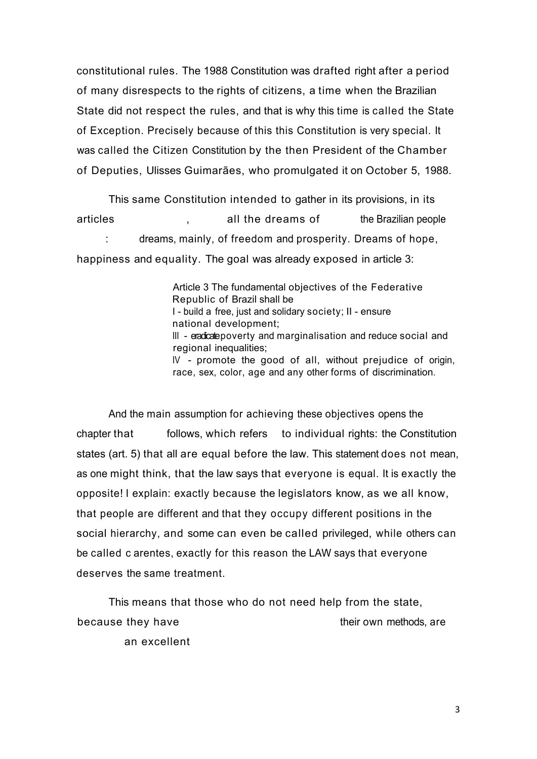constitutional rules. The 1988 Constitution was drafted right after a period of many disrespects to the rights of citizens, a time when the Brazilian State did not respect the rules, and that is why this time is called the State of Exception. Precisely because of this this Constitution is very special. It was called the Citizen Constitution by the then President of the Chamber of Deputies, Ulisses Guimarães, who promulgated it on October 5, 1988.

This same Constitution intended to gather in its provisions, in its articles , all the dreams of the Brazilian people : dreams, mainly, of freedom and prosperity. Dreams of hope, happiness and equality. The goal was already exposed in article 3:

> Article 3 The fundamental objectives of the Federative Republic of Brazil shall be
> I - build a free, just and solidary society; II - ensure national development;
> III - eradicate poverty and marginalisation and reduce social and regional inequalities;
> IV - promote the good of all, without prejudice of origin, race, sex, color, age and any other forms of discrimination.

And the main assumption for achieving these objectives opens the chapter that follows, which refers to individual rights: the Constitution states (art. 5) that all are equal before the law. This statement does not mean, as one might think, that the law says that everyone is equal. It is exactly the opposite! I explain: exactly because the legislators know, as we all know, that people are different and that they occupy different positions in the social hierarchy, and some can even be called privileged, while others can be called c arentes, exactly for this reason the LAW says that everyone deserves the same treatment.

This means that those who do not need help from the state, because they have their own methods, are an excellent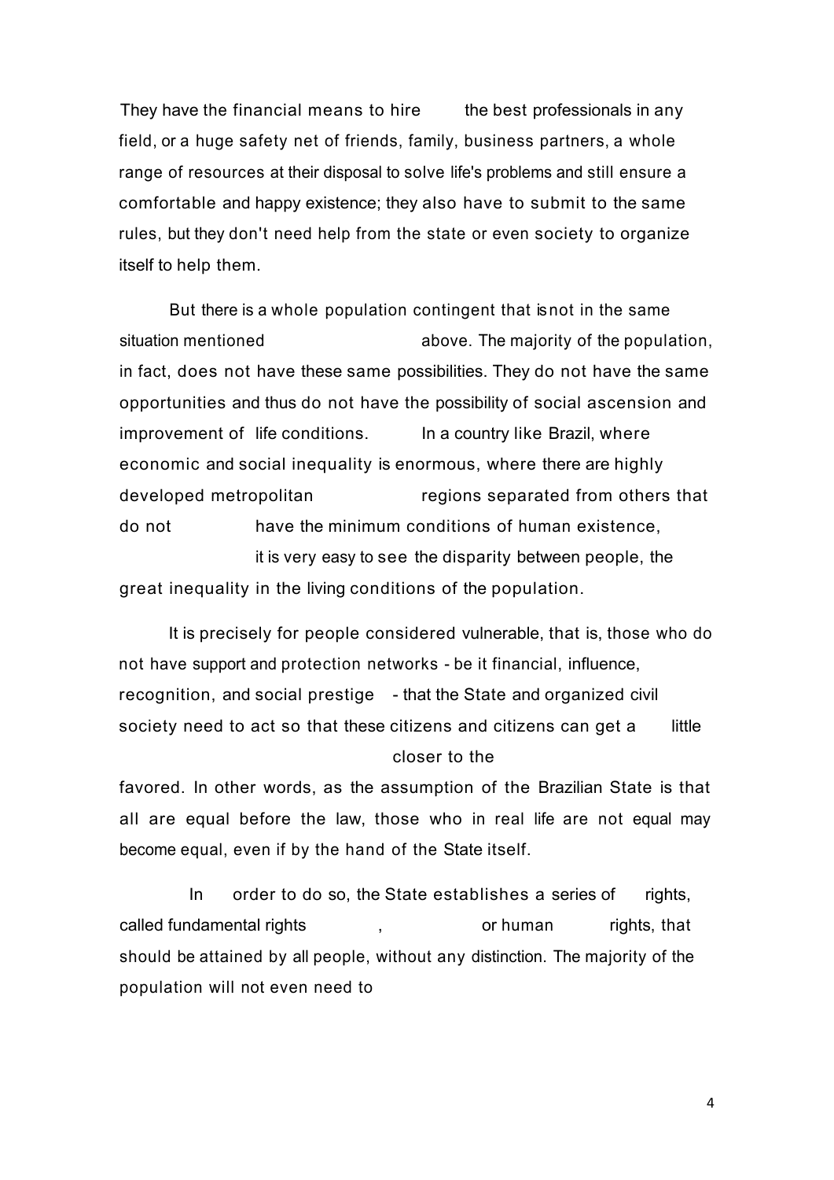They have the financial means to hire the best professionals in any field, or a huge safety net of friends, family, business partners, a whole range of resources at their disposal to solve life's problems and still ensure a comfortable and happy existence; they also have to submit to the same rules, but they don't need help from the state or even society to organize itself to help them.

But there is a whole population contingent that isnot in the same situation mentioned above. The majority of the population, in fact, does not have these same possibilities. They do not have the same opportunities and thus do not have the possibility of social ascension and improvement of life conditions. In a country like Brazil, where economic and social inequality is enormous, where there are highly developed metropolitan regions separated from others that do not have the minimum conditions of human existence, it is very easy to see the disparity between people, the great inequality in the living conditions of the population.

It is precisely for people considered vulnerable, that is, those who do not have support and protection networks - be it financial, influence, recognition, and social prestige - that the State and organized civil society need to act so that these citizens and citizens can get a little closer to the favored. In other words, as the assumption of the Brazilian State is that all are equal before the law, those who in real life are not equal may become equal, even if by the hand of the State itself.

In order to do so, the State establishes a series of rights, called fundamental rights , or human rights, that should be attained by all people, without any distinction. The majority of the population will not even need to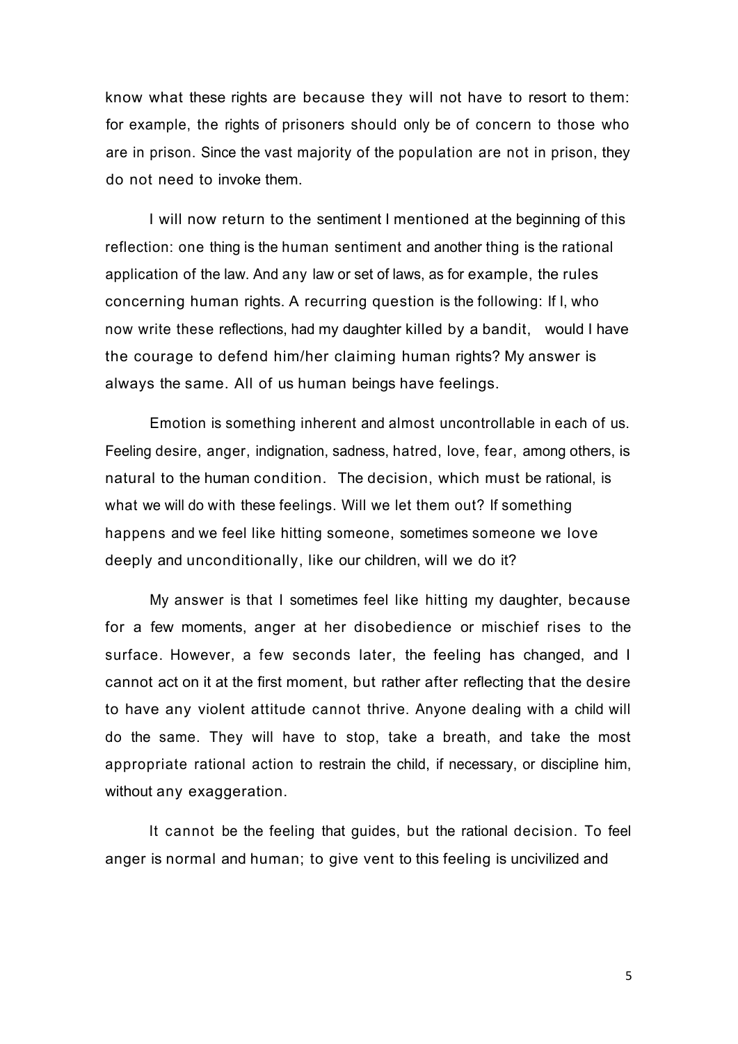know what these rights are because they will not have to resort to them: for example, the rights of prisoners should only be of concern to those who are in prison. Since the vast majority of the population are not in prison, they do not need to invoke them.

I will now return to the sentiment I mentioned at the beginning of this reflection: one thing is the human sentiment and another thing is the rational application of the law. And any law or set of laws, as for example, the rules concerning human rights. A recurring question is the following: If I, who now write these reflections, had my daughter killed by a bandit, would I have the courage to defend him/her claiming human rights? My answer is always the same. All of us human beings have feelings.

Emotion is something inherent and almost uncontrollable in each of us. Feeling desire, anger, indignation, sadness, hatred, love, fear, among others, is natural to the human condition. The decision, which must be rational, is what we will do with these feelings. Will we let them out? If something happens and we feel like hitting someone, sometimes someone we love deeply and unconditionally, like our children, will we do it?

My answer is that I sometimes feel like hitting my daughter, because for a few moments, anger at her disobedience or mischief rises to the surface. However, a few seconds later, the feeling has changed, and I cannot act on it at the first moment, but rather after reflecting that the desire to have any violent attitude cannot thrive. Anyone dealing with a child will do the same. They will have to stop, take a breath, and take the most appropriate rational action to restrain the child, if necessary, or discipline him, without any exaggeration.

It cannot be the feeling that guides, but the rational decision. To feel anger is normal and human; to give vent to this feeling is uncivilized and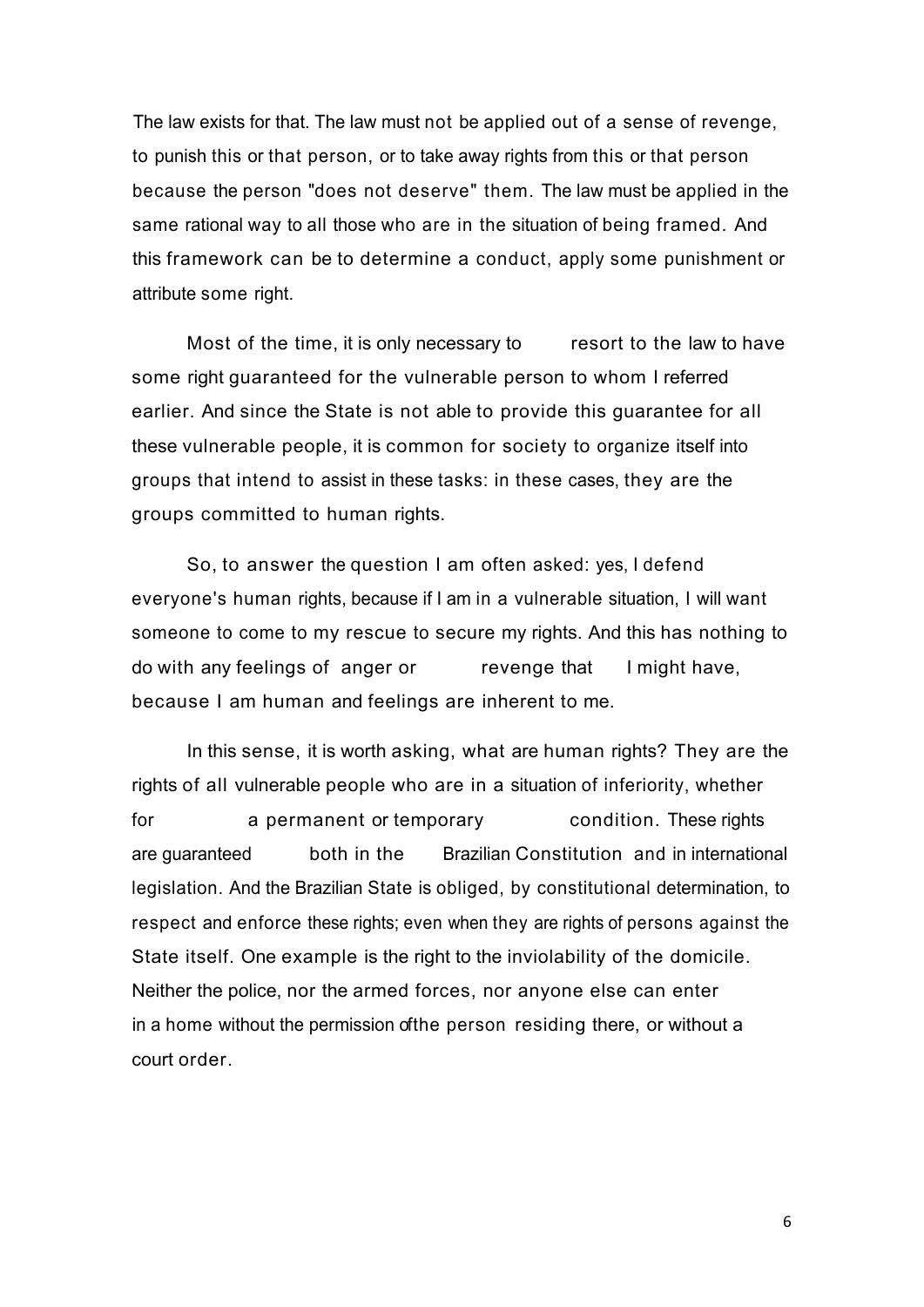The law exists for that. The law must not be applied out of a sense of revenge, to punish this or that person, or to take away rights from this or that person because the person "does not deserve" them. The law must be applied in the same rational way to all those who are in the situation of being framed. And this framework can be to determine a conduct, apply some punishment or attribute some right.

Most of the time, it is only necessary to resort to the law to have some right guaranteed for the vulnerable person to whom I referred earlier. And since the State is not able to provide this guarantee for all these vulnerable people, it is common for society to organize itself into groups that intend to assist in these tasks: in these cases, they are the groups committed to human rights.

So, to answer the question I am often asked: yes, I defend everyone's human rights, because if I am in a vulnerable situation, I will want someone to come to my rescue to secure my rights. And this has nothing to do with any feelings of anger or revenge that I might have, because I am human and feelings are inherent to me.

In this sense, it is worth asking, what are human rights? They are the rights of all vulnerable people who are in a situation of inferiority, whether for a permanent or temporary condition. These rights are guaranteed both in the Brazilian Constitution and in international legislation. And the Brazilian State is obliged, by constitutional determination, to respect and enforce these rights; even when they are rights of persons against the State itself. One example is the right to the inviolability of the domicile. Neither the police, nor the armed forces, nor anyone else can enter in a home without the permission ofthe person residing there, or without a court order.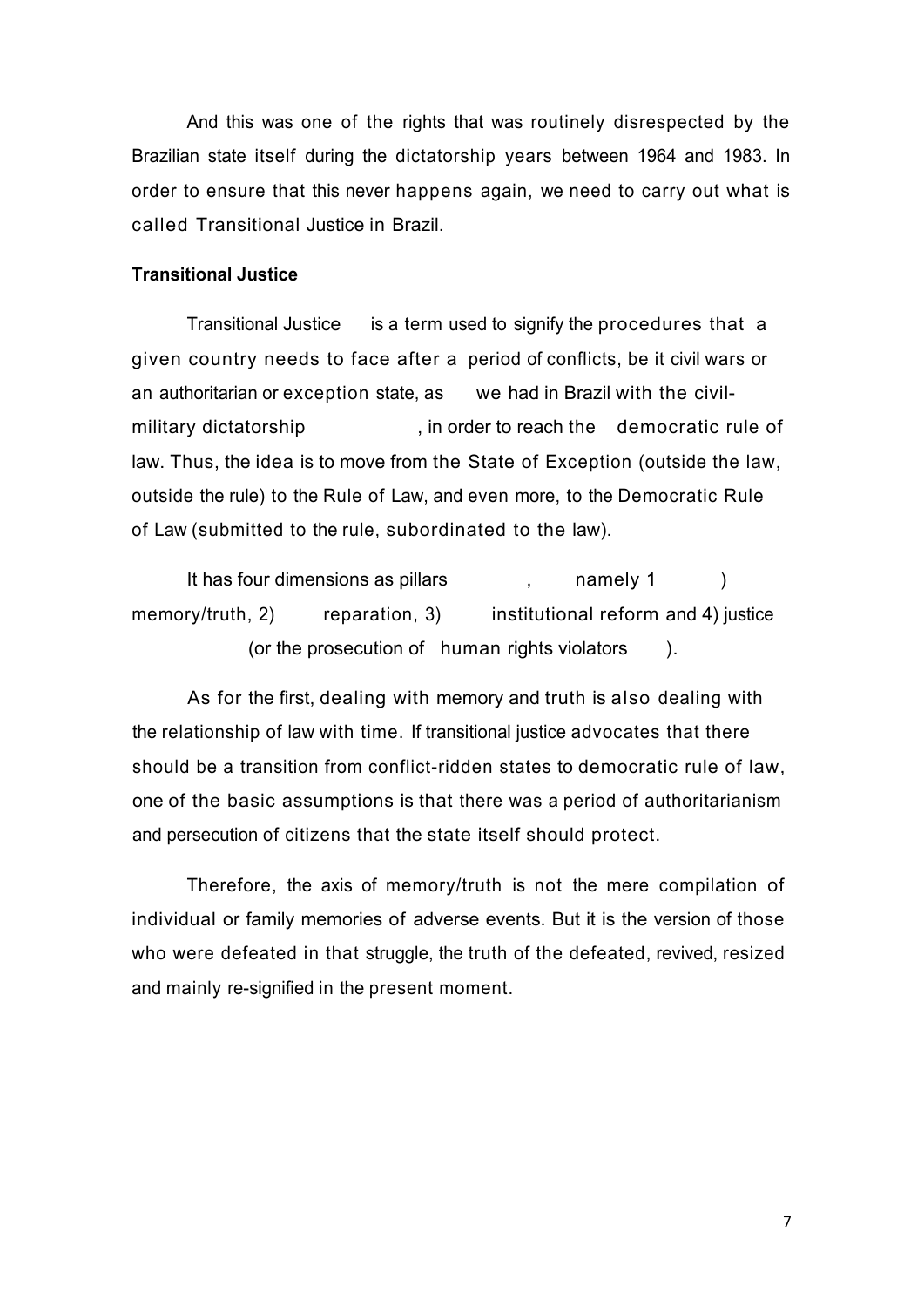And this was one of the rights that was routinely disrespected by the Brazilian state itself during the dictatorship years between 1964 and 1983. In order to ensure that this never happens again, we need to carry out what is called Transitional Justice in Brazil.

**Transitional Justice**

Transitional Justice is a term used to signify the procedures that a given country needs to face after a period of conflicts, be it civil wars or an authoritarian or exception state, as we had in Brazil with the civil-military dictatorship, in order to reach the democratic rule of law. Thus, the idea is to move from the State of Exception (outside the law, outside the rule) to the Rule of Law, and even more, to the Democratic Rule of Law (submitted to the rule, subordinated to the law).

It has four dimensions as pillars, namely 1) memory/truth, 2) reparation, 3) institutional reform and 4) justice (or the prosecution of human rights violators).

As for the first, dealing with memory and truth is also dealing with the relationship of law with time. If transitional justice advocates that there should be a transition from conflict-ridden states to democratic rule of law, one of the basic assumptions is that there was a period of authoritarianism and persecution of citizens that the state itself should protect.

Therefore, the axis of memory/truth is not the mere compilation of individual or family memories of adverse events. But it is the version of those who were defeated in that struggle, the truth of the defeated, revived, resized and mainly re-signified in the present moment.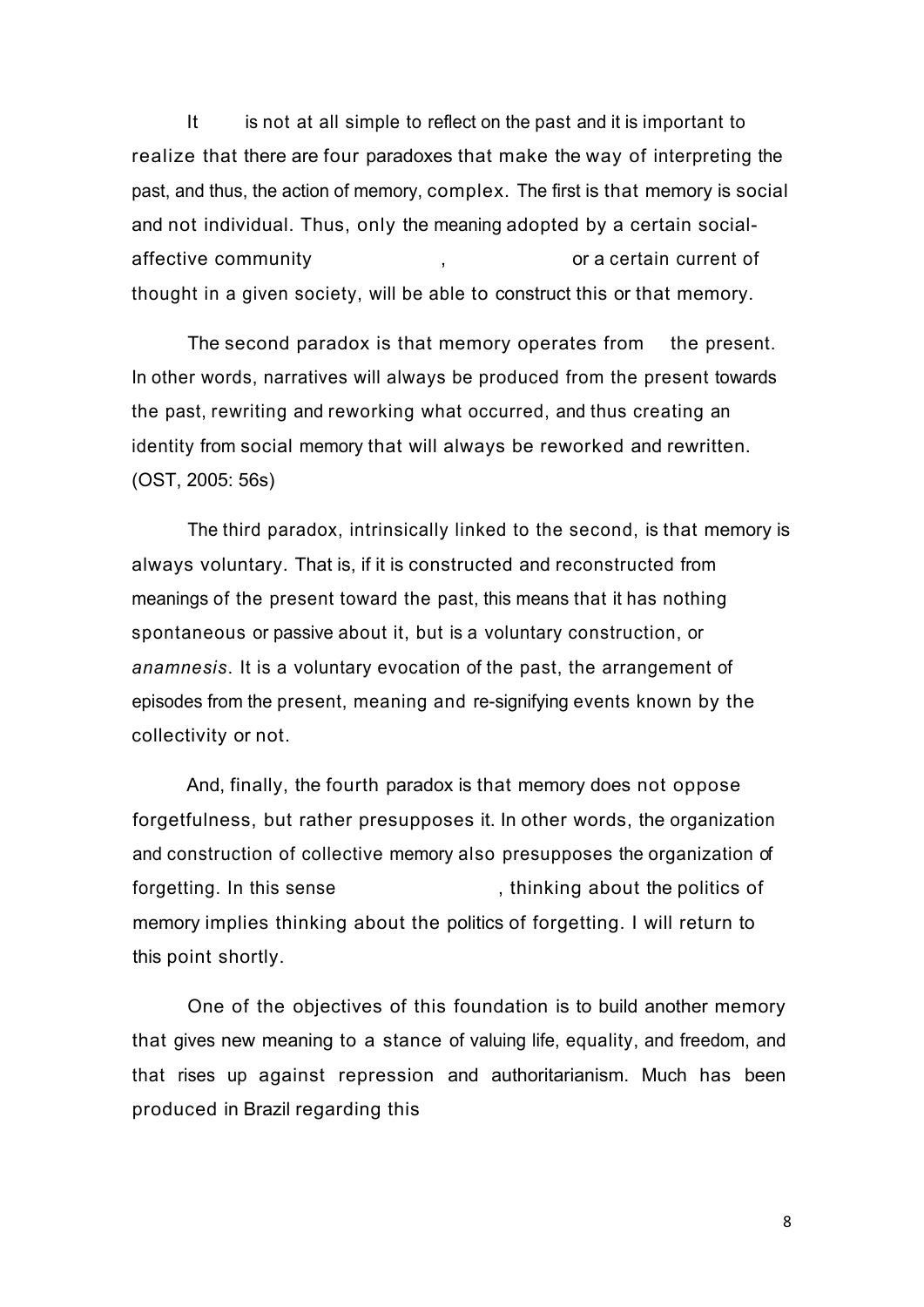It is not at all simple to reflect on the past and it is important to realize that there are four paradoxes that make the way of interpreting the past, and thus, the action of memory, complex. The first is that memory is social and not individual. Thus, only the meaning adopted by a certain social-affective community , or a certain current of thought in a given society, will be able to construct this or that memory.

The second paradox is that memory operates from the present. In other words, narratives will always be produced from the present towards the past, rewriting and reworking what occurred, and thus creating an identity from social memory that will always be reworked and rewritten. (OST, 2005: 56s)

The third paradox, intrinsically linked to the second, is that memory is always voluntary. That is, if it is constructed and reconstructed from meanings of the present toward the past, this means that it has nothing spontaneous or passive about it, but is a voluntary construction, or *anamnesis*. It is a voluntary evocation of the past, the arrangement of episodes from the present, meaning and re-signifying events known by the collectivity or not.

And, finally, the fourth paradox is that memory does not oppose forgetfulness, but rather presupposes it. In other words, the organization and construction of collective memory also presupposes the organization of forgetting. In this sense , thinking about the politics of memory implies thinking about the politics of forgetting. I will return to this point shortly.

One of the objectives of this foundation is to build another memory that gives new meaning to a stance of valuing life, equality, and freedom, and that rises up against repression and authoritarianism. Much has been produced in Brazil regarding this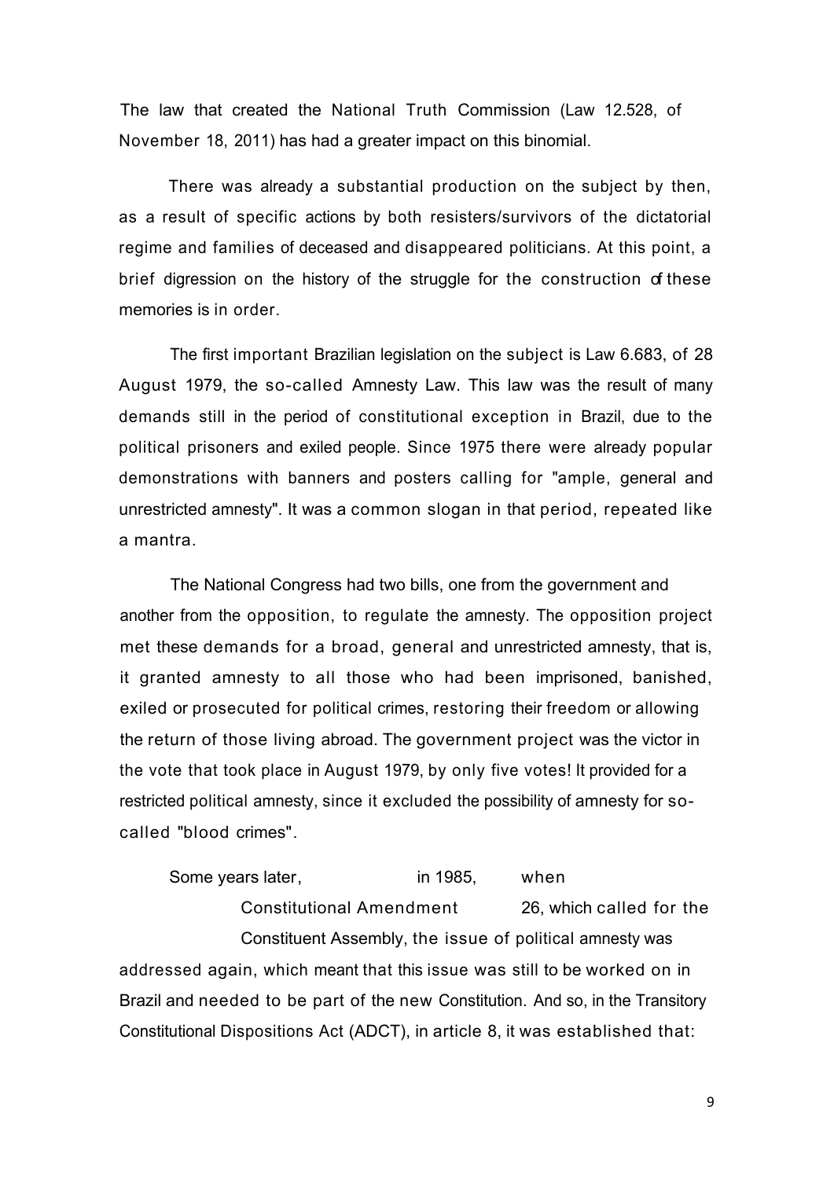The law that created the National Truth Commission (Law 12.528, of November 18, 2011) has had a greater impact on this binomial.

There was already a substantial production on the subject by then, as a result of specific actions by both resisters/survivors of the dictatorial regime and families of deceased and disappeared politicians. At this point, a brief digression on the history of the struggle for the construction of these memories is in order.

The first important Brazilian legislation on the subject is Law 6.683, of 28 August 1979, the so-called Amnesty Law. This law was the result of many demands still in the period of constitutional exception in Brazil, due to the political prisoners and exiled people. Since 1975 there were already popular demonstrations with banners and posters calling for "ample, general and unrestricted amnesty". It was a common slogan in that period, repeated like a mantra.

The National Congress had two bills, one from the government and another from the opposition, to regulate the amnesty. The opposition project met these demands for a broad, general and unrestricted amnesty, that is, it granted amnesty to all those who had been imprisoned, banished, exiled or prosecuted for political crimes, restoring their freedom or allowing the return of those living abroad. The government project was the victor in the vote that took place in August 1979, by only five votes! It provided for a restricted political amnesty, since it excluded the possibility of amnesty for so-called "blood crimes".

Some years later, in 1985, when Constitutional Amendment 26, which called for the Constituent Assembly, the issue of political amnesty was addressed again, which meant that this issue was still to be worked on in Brazil and needed to be part of the new Constitution. And so, in the Transitory Constitutional Dispositions Act (ADCT), in article 8, it was established that: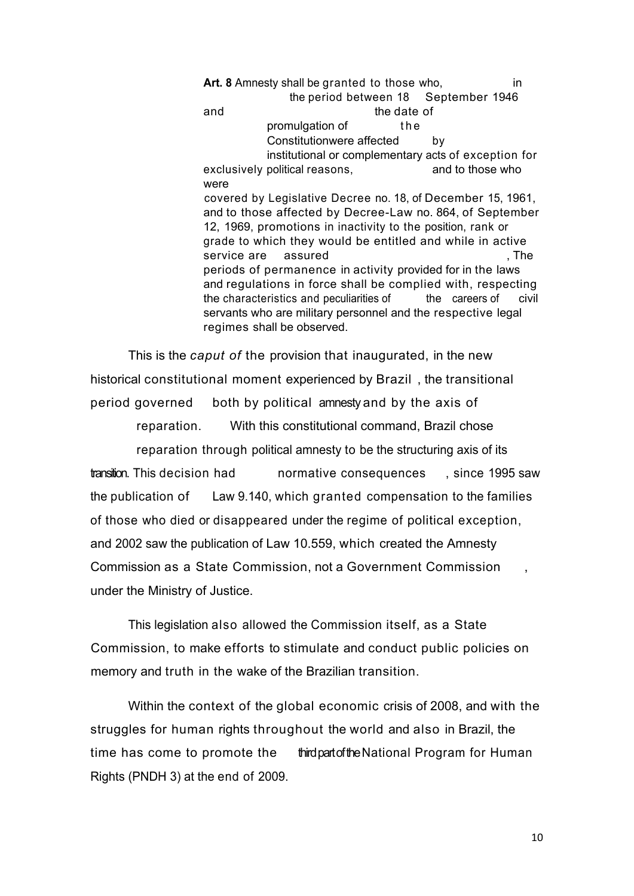> **Art. 8** Amnesty shall be granted to those who, in the period between 18 September 1946 and the date of promulgation of the Constitutionwere affected by institutional or complementary acts of exception for exclusively political reasons, and to those who were covered by Legislative Decree no. 18, of December 15, 1961, and to those affected by Decree-Law no. 864, of September 12, 1969, promotions in inactivity to the position, rank or grade to which they would be entitled and while in active service are assured , The periods of permanence in activity provided for in the laws and regulations in force shall be complied with, respecting the characteristics and peculiarities of the careers of civil servants who are military personnel and the respective legal regimes shall be observed.

This is the *caput of* the provision that inaugurated, in the new historical constitutional moment experienced by Brazil , the transitional period governed both by political amnesty and by the axis of reparation. With this constitutional command, Brazil chose reparation through political amnesty to be the structuring axis of its transition. This decision had normative consequences , since 1995 saw the publication of Law 9.140, which granted compensation to the families of those who died or disappeared under the regime of political exception, and 2002 saw the publication of Law 10.559, which created the Amnesty Commission as a State Commission, not a Government Commission , under the Ministry of Justice.

This legislation also allowed the Commission itself, as a State Commission, to make efforts to stimulate and conduct public policies on memory and truth in the wake of the Brazilian transition.

Within the context of the global economic crisis of 2008, and with the struggles for human rights throughout the world and also in Brazil, the time has come to promote the third part of the National Program for Human Rights (PNDH 3) at the end of 2009.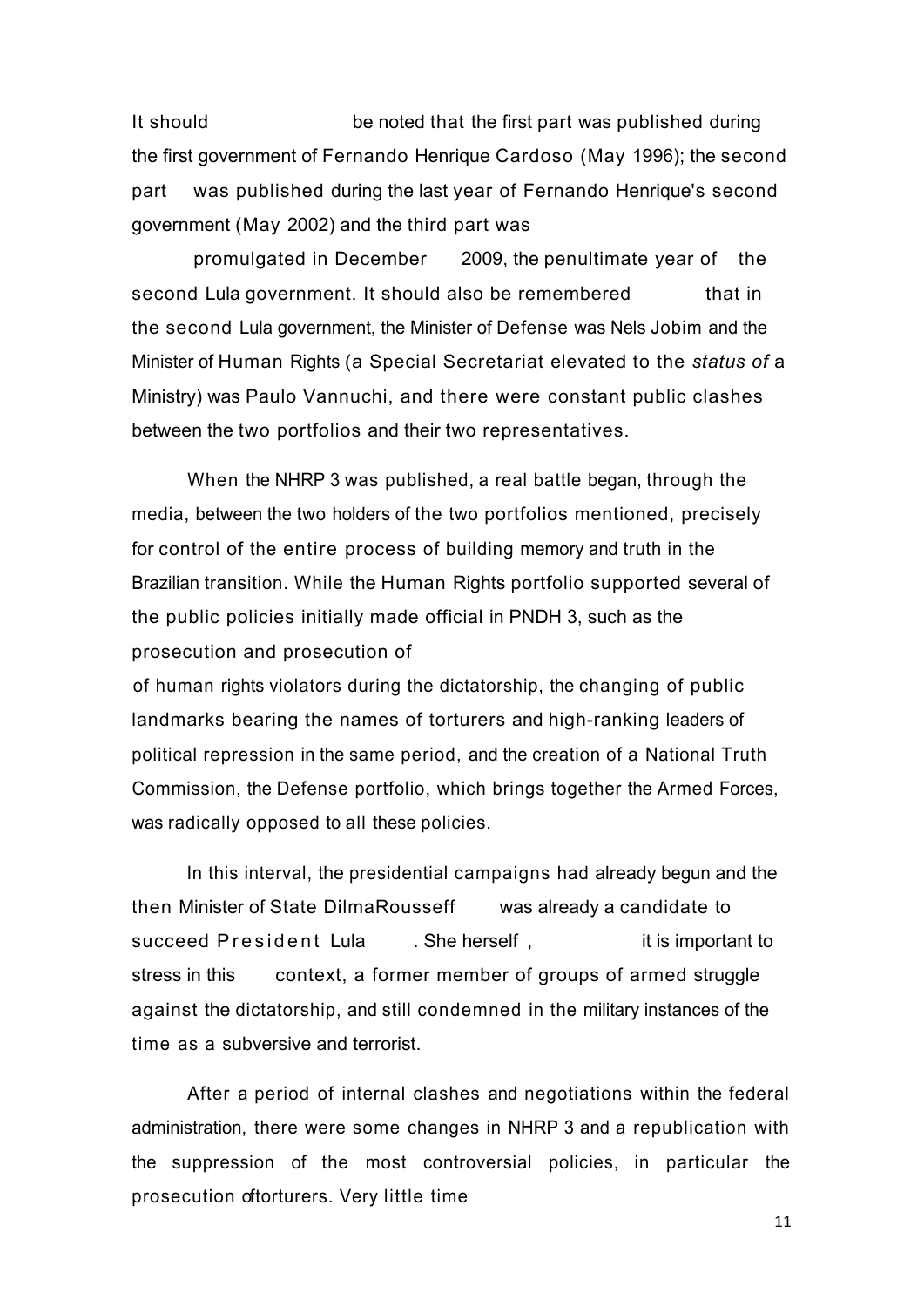It should be noted that the first part was published during the first government of Fernando Henrique Cardoso (May 1996); the second part was published during the last year of Fernando Henrique's second government (May 2002) and the third part was promulgated in December 2009, the penultimate year of the second Lula government. It should also be remembered that in the second Lula government, the Minister of Defense was Nels Jobim and the Minister of Human Rights (a Special Secretariat elevated to the *status of* a Ministry) was Paulo Vannuchi, and there were constant public clashes between the two portfolios and their two representatives.

When the NHRP 3 was published, a real battle began, through the media, between the two holders of the two portfolios mentioned, precisely for control of the entire process of building memory and truth in the Brazilian transition. While the Human Rights portfolio supported several of the public policies initially made official in PNDH 3, such as the prosecution and prosecution of of human rights violators during the dictatorship, the changing of public landmarks bearing the names of torturers and high-ranking leaders of political repression in the same period, and the creation of a National Truth Commission, the Defense portfolio, which brings together the Armed Forces, was radically opposed to all these policies.

In this interval, the presidential campaigns had already begun and the then Minister of State DilmaRousseff was already a candidate to succeed President Lula . She herself , it is important to stress in this context, a former member of groups of armed struggle against the dictatorship, and still condemned in the military instances of the time as a subversive and terrorist.

After a period of internal clashes and negotiations within the federal administration, there were some changes in NHRP 3 and a republication with the suppression of the most controversial policies, in particular the prosecution oftorturers. Very little time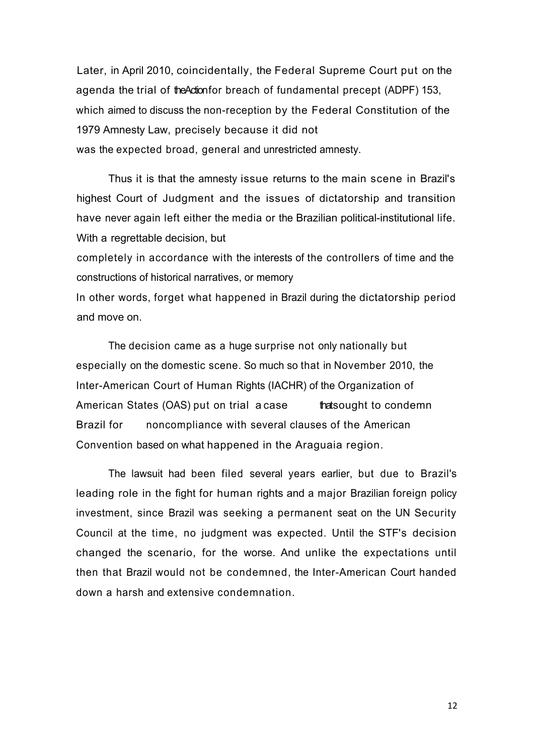Later, in April 2010, coincidentally, the Federal Supreme Court put on the agenda the trial of the Action for breach of fundamental precept (ADPF) 153, which aimed to discuss the non-reception by the Federal Constitution of the 1979 Amnesty Law, precisely because it did not was the expected broad, general and unrestricted amnesty.

Thus it is that the amnesty issue returns to the main scene in Brazil's highest Court of Judgment and the issues of dictatorship and transition have never again left either the media or the Brazilian political-institutional life. With a regrettable decision, but completely in accordance with the interests of the controllers of time and the constructions of historical narratives, or memory In other words, forget what happened in Brazil during the dictatorship period and move on.

The decision came as a huge surprise not only nationally but especially on the domestic scene. So much so that in November 2010, the Inter-American Court of Human Rights (IACHR) of the Organization of American States (OAS) put on trial a case that sought to condemn Brazil for noncompliance with several clauses of the American Convention based on what happened in the Araguaia region.

The lawsuit had been filed several years earlier, but due to Brazil's leading role in the fight for human rights and a major Brazilian foreign policy investment, since Brazil was seeking a permanent seat on the UN Security Council at the time, no judgment was expected. Until the STF's decision changed the scenario, for the worse. And unlike the expectations until then that Brazil would not be condemned, the Inter-American Court handed down a harsh and extensive condemnation.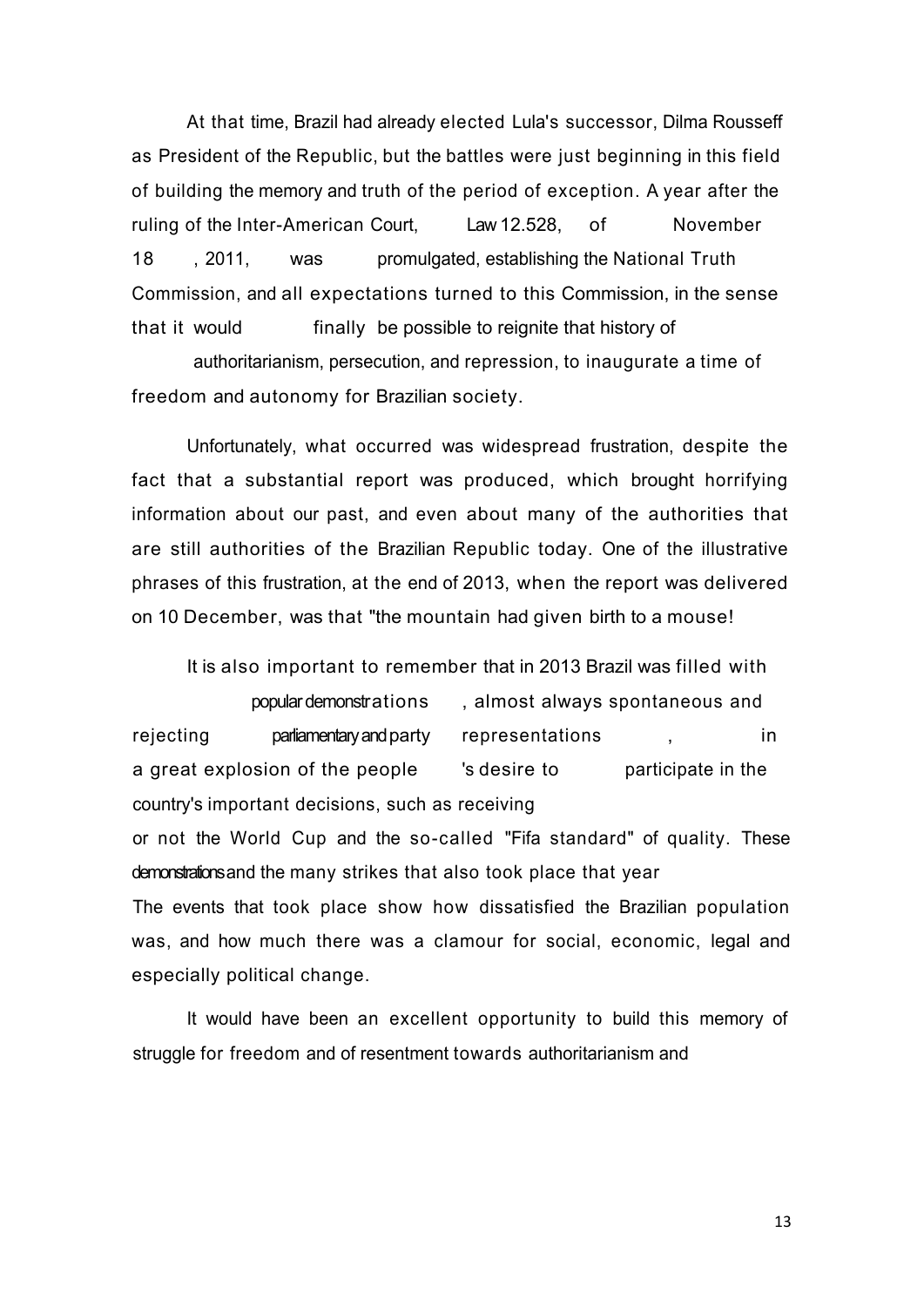At that time, Brazil had already elected Lula's successor, Dilma Rousseff as President of the Republic, but the battles were just beginning in this field of building the memory and truth of the period of exception. A year after the ruling of the Inter-American Court, Law 12.528, of November 18, 2011, was promulgated, establishing the National Truth Commission, and all expectations turned to this Commission, in the sense that it would finally be possible to reignite that history of authoritarianism, persecution, and repression, to inaugurate a time of freedom and autonomy for Brazilian society.

Unfortunately, what occurred was widespread frustration, despite the fact that a substantial report was produced, which brought horrifying information about our past, and even about many of the authorities that are still authorities of the Brazilian Republic today. One of the illustrative phrases of this frustration, at the end of 2013, when the report was delivered on 10 December, was that "the mountain had given birth to a mouse!

It is also important to remember that in 2013 Brazil was filled with popular demonstrations, almost always spontaneous and rejecting parliamentary and party representations, in a great explosion of the people's desire to participate in the country's important decisions, such as receiving or not the World Cup and the so-called "Fifa standard" of quality. These demonstrations and the many strikes that also took place that year The events that took place show how dissatisfied the Brazilian population was, and how much there was a clamour for social, economic, legal and especially political change.

It would have been an excellent opportunity to build this memory of struggle for freedom and of resentment towards authoritarianism and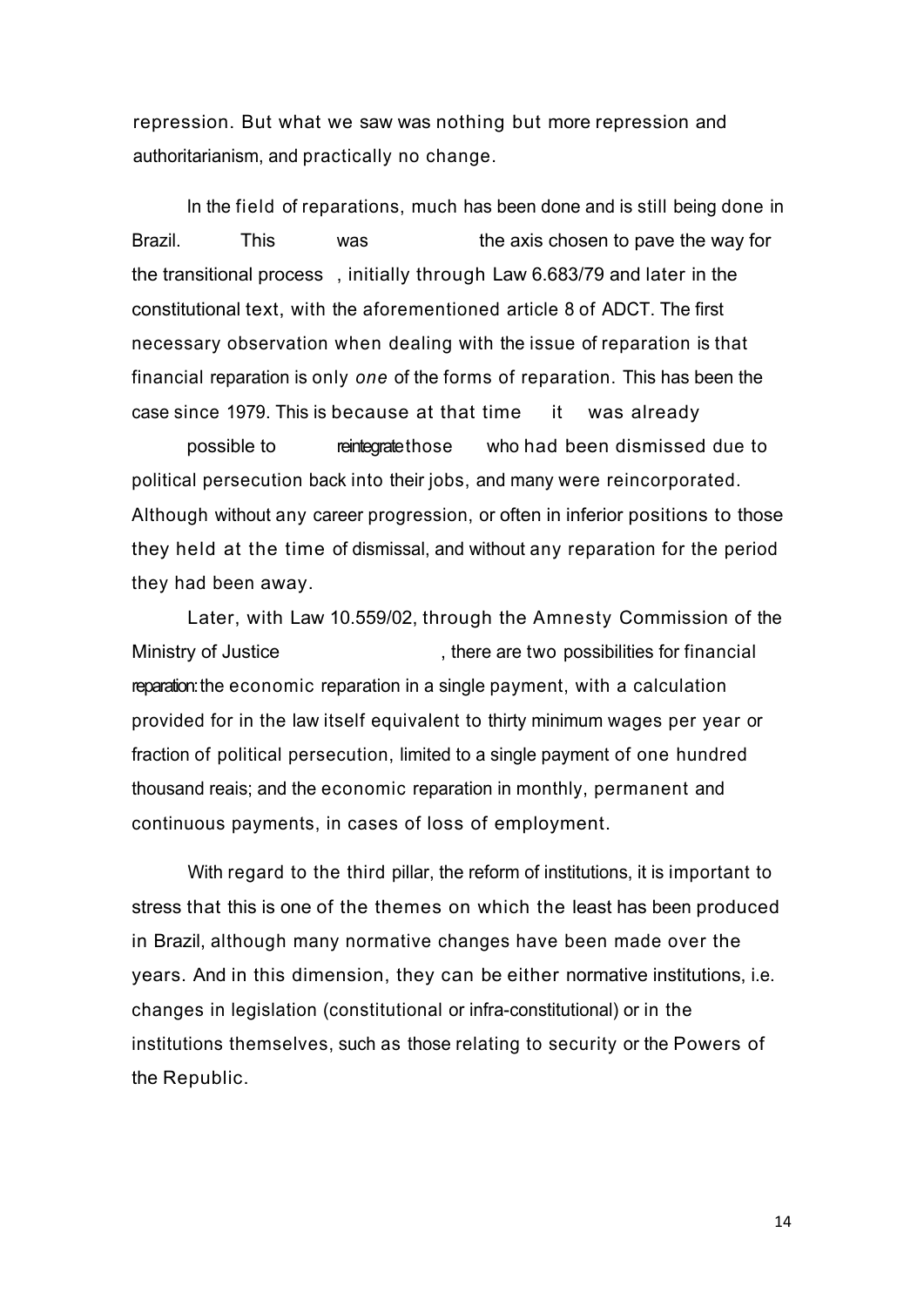repression. But what we saw was nothing but more repression and authoritarianism, and practically no change.

In the field of reparations, much has been done and is still being done in Brazil. This was the axis chosen to pave the way for the transitional process, initially through Law 6.683/79 and later in the constitutional text, with the aforementioned article 8 of ADCT. The first necessary observation when dealing with the issue of reparation is that financial reparation is only *one* of the forms of reparation. This has been the case since 1979. This is because at that time it was already possible to reintegrate those who had been dismissed due to political persecution back into their jobs, and many were reincorporated. Although without any career progression, or often in inferior positions to those they held at the time of dismissal, and without any reparation for the period they had been away.

Later, with Law 10.559/02, through the Amnesty Commission of the Ministry of Justice, there are two possibilities for financial reparation: the economic reparation in a single payment, with a calculation provided for in the law itself equivalent to thirty minimum wages per year or fraction of political persecution, limited to a single payment of one hundred thousand reais; and the economic reparation in monthly, permanent and continuous payments, in cases of loss of employment.

With regard to the third pillar, the reform of institutions, it is important to stress that this is one of the themes on which the least has been produced in Brazil, although many normative changes have been made over the years. And in this dimension, they can be either normative institutions, i.e. changes in legislation (constitutional or infra-constitutional) or in the institutions themselves, such as those relating to security or the Powers of the Republic.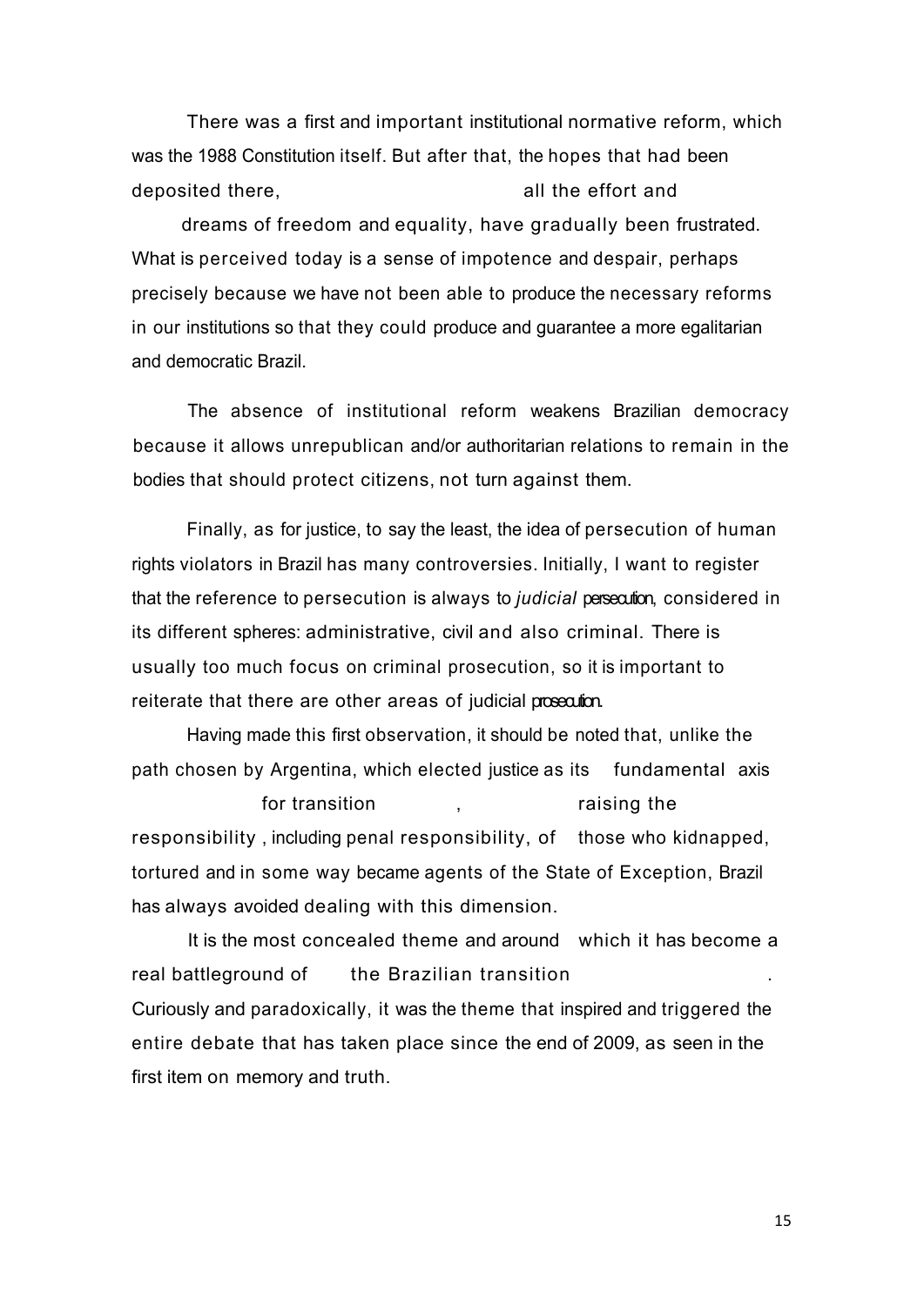There was a first and important institutional normative reform, which was the 1988 Constitution itself. But after that, the hopes that had been deposited there, all the effort and dreams of freedom and equality, have gradually been frustrated. What is perceived today is a sense of impotence and despair, perhaps precisely because we have not been able to produce the necessary reforms in our institutions so that they could produce and guarantee a more egalitarian and democratic Brazil.

The absence of institutional reform weakens Brazilian democracy because it allows unrepublican and/or authoritarian relations to remain in the bodies that should protect citizens, not turn against them.

Finally, as for justice, to say the least, the idea of persecution of human rights violators in Brazil has many controversies. Initially, I want to register that the reference to persecution is always to *judicial* persecution, considered in its different spheres: administrative, civil and also criminal. There is usually too much focus on criminal prosecution, so it is important to reiterate that there are other areas of judicial prosecution.

Having made this first observation, it should be noted that, unlike the path chosen by Argentina, which elected justice as its fundamental axis for transition, raising the responsibility, including penal responsibility, of those who kidnapped, tortured and in some way became agents of the State of Exception, Brazil has always avoided dealing with this dimension.

It is the most concealed theme and around which it has become a real battleground of the Brazilian transition. Curiously and paradoxically, it was the theme that inspired and triggered the entire debate that has taken place since the end of 2009, as seen in the first item on memory and truth.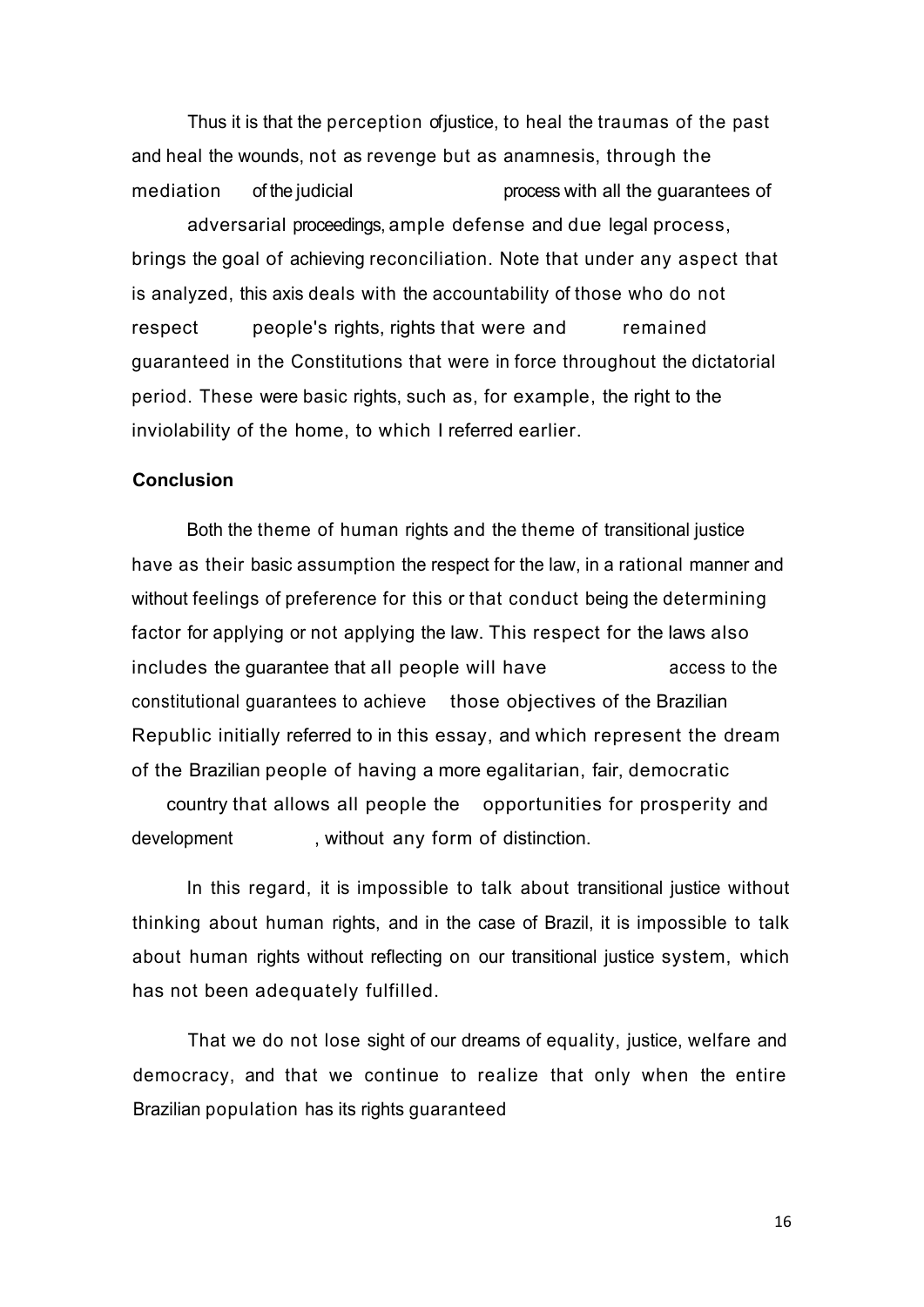Thus it is that the perception ofjustice, to heal the traumas of the past and heal the wounds, not as revenge but as anamnesis, through the mediation of the judicial process with all the guarantees of adversarial proceedings, ample defense and due legal process, brings the goal of achieving reconciliation. Note that under any aspect that is analyzed, this axis deals with the accountability of those who do not respect people's rights, rights that were and remained guaranteed in the Constitutions that were in force throughout the dictatorial period. These were basic rights, such as, for example, the right to the inviolability of the home, to which I referred earlier.

**Conclusion**

Both the theme of human rights and the theme of transitional justice have as their basic assumption the respect for the law, in a rational manner and without feelings of preference for this or that conduct being the determining factor for applying or not applying the law. This respect for the laws also includes the guarantee that all people will have access to the constitutional guarantees to achieve those objectives of the Brazilian Republic initially referred to in this essay, and which represent the dream of the Brazilian people of having a more egalitarian, fair, democratic country that allows all people the opportunities for prosperity and development, without any form of distinction.

In this regard, it is impossible to talk about transitional justice without thinking about human rights, and in the case of Brazil, it is impossible to talk about human rights without reflecting on our transitional justice system, which has not been adequately fulfilled.

That we do not lose sight of our dreams of equality, justice, welfare and democracy, and that we continue to realize that only when the entire Brazilian population has its rights guaranteed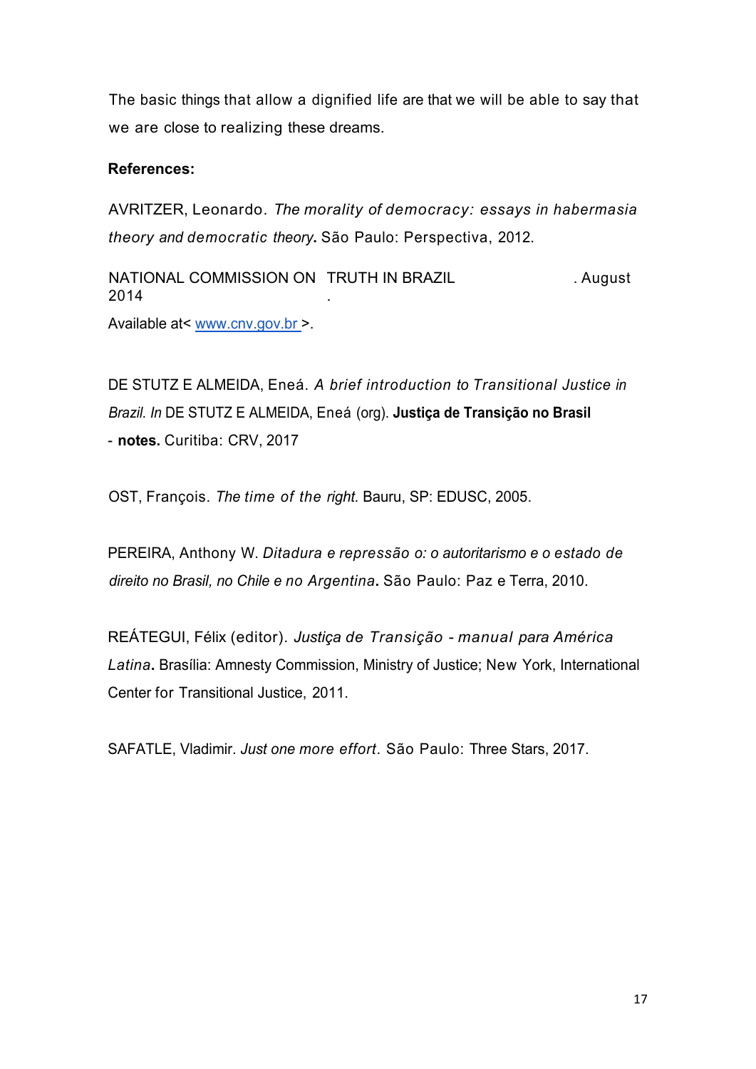The basic things that allow a dignified life are that we will be able to say that we are close to realizing these dreams.

**References:**

AVRITZER, Leonardo. *The morality of democracy: essays in habermasia theory and democratic theory***.** São Paulo: Perspectiva, 2012.

NATIONAL COMMISSION ON TRUTH IN BRAZIL . August 2014 .
Available at< www.cnv.gov.br >.

DE STUTZ E ALMEIDA, Eneá. *A brief introduction to Transitional Justice in Brazil. In* DE STUTZ E ALMEIDA, Eneá (org). **Justiça de Transição no Brasil - notes.** Curitiba: CRV, 2017

OST, François. *The time of the right.* Bauru, SP: EDUSC, 2005.

PEREIRA, Anthony W. *Ditadura e repressão o: o autoritarismo e o estado de direito no Brasil, no Chile e no Argentina***.** São Paulo: Paz e Terra, 2010.

REÁTEGUI, Félix (editor). *Justiça de Transição - manual para América Latina***.** Brasília: Amnesty Commission, Ministry of Justice; New York, International Center for Transitional Justice, 2011.

SAFATLE, Vladimir. *Just one more effort*. São Paulo: Three Stars, 2017.